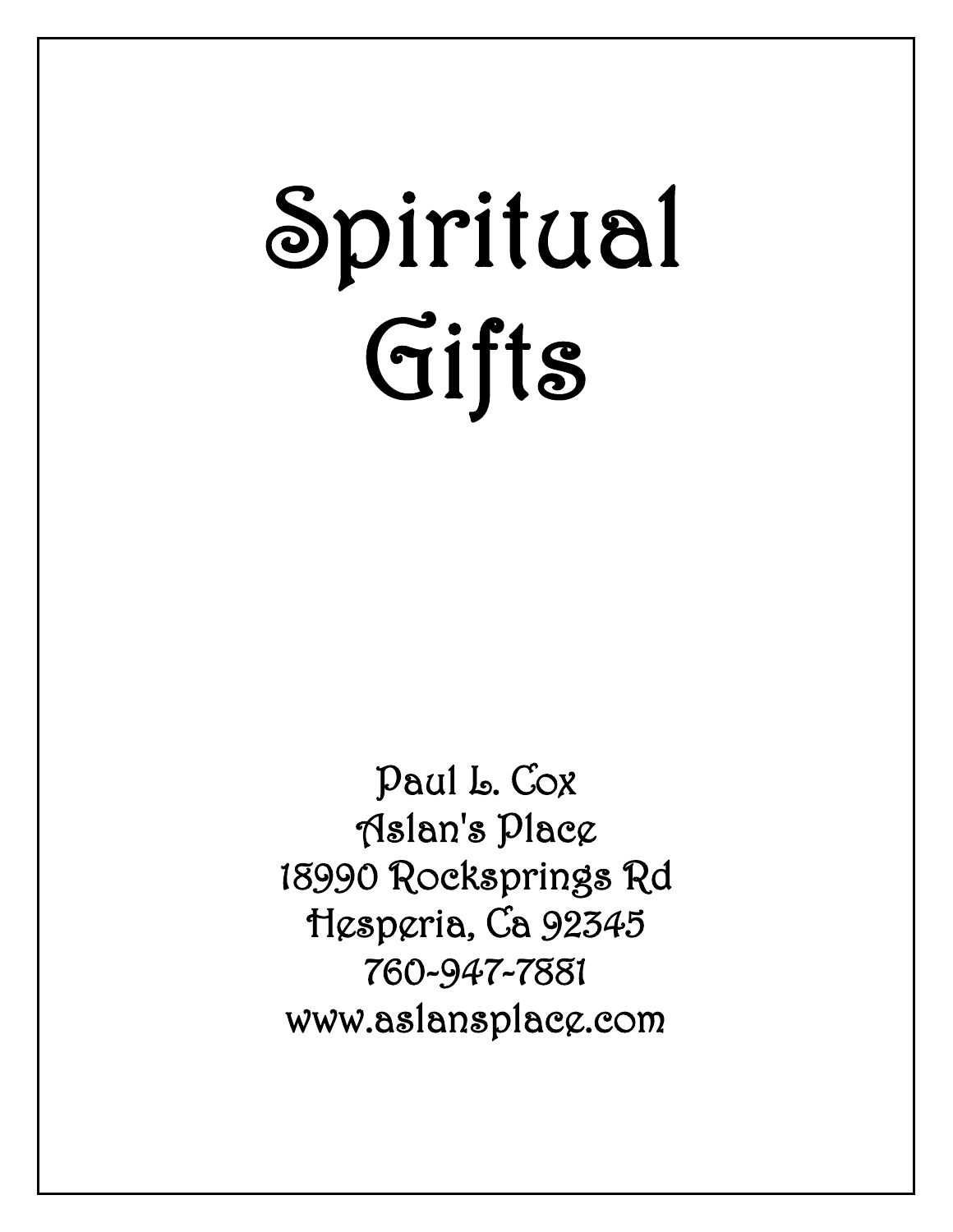# Spiritual Gifts

Paul L. Cox
Aslan's Place
18990 Rocksprings Rd
Hesperia, Ca 92345
760-947-7881
www.aslansplace.com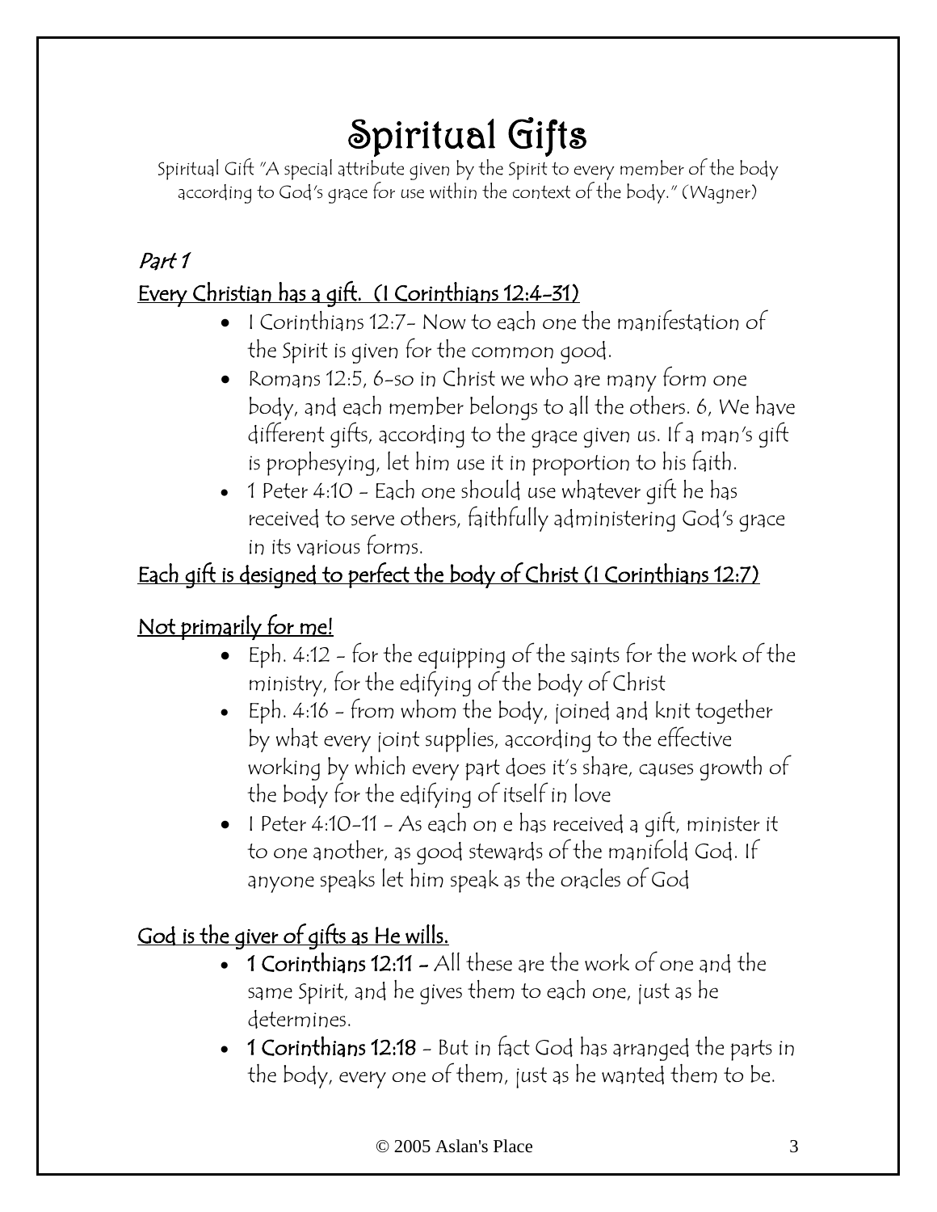# Spiritual Gifts

Spiritual Gift "A special attribute given by the Spirit to every member of the body according to God's grace for use within the context of the body." (Wagner)

*Part 1*

Every Christian has a gift. (I Corinthians 12:4-31)

- I Corinthians 12:7- Now to each one the manifestation of the Spirit is given for the common good.
- Romans 12:5, 6-so in Christ we who are many form one body, and each member belongs to all the others. 6, We have different gifts, according to the grace given us. If a man's gift is prophesying, let him use it in proportion to his faith.
- 1 Peter 4:10 - Each one should use whatever gift he has received to serve others, faithfully administering God's grace in its various forms.

Each gift is designed to perfect the body of Christ (I Corinthians 12:7)

Not primarily for me!

- Eph. 4:12 - for the equipping of the saints for the work of the ministry, for the edifying of the body of Christ
- Eph. 4:16 - from whom the body, joined and knit together by what every joint supplies, according to the effective working by which every part does it's share, causes growth of the body for the edifying of itself in love
- I Peter 4:10-11 - As each on e has received a gift, minister it to one another, as good stewards of the manifold God. If anyone speaks let him speak as the oracles of God

God is the giver of gifts as He wills.

- **1 Corinthians 12:11 -** All these are the work of one and the same Spirit, and he gives them to each one, just as he determines.
- **1 Corinthians 12:18** - But in fact God has arranged the parts in the body, every one of them, just as he wanted them to be.

© 2005 Aslan's Place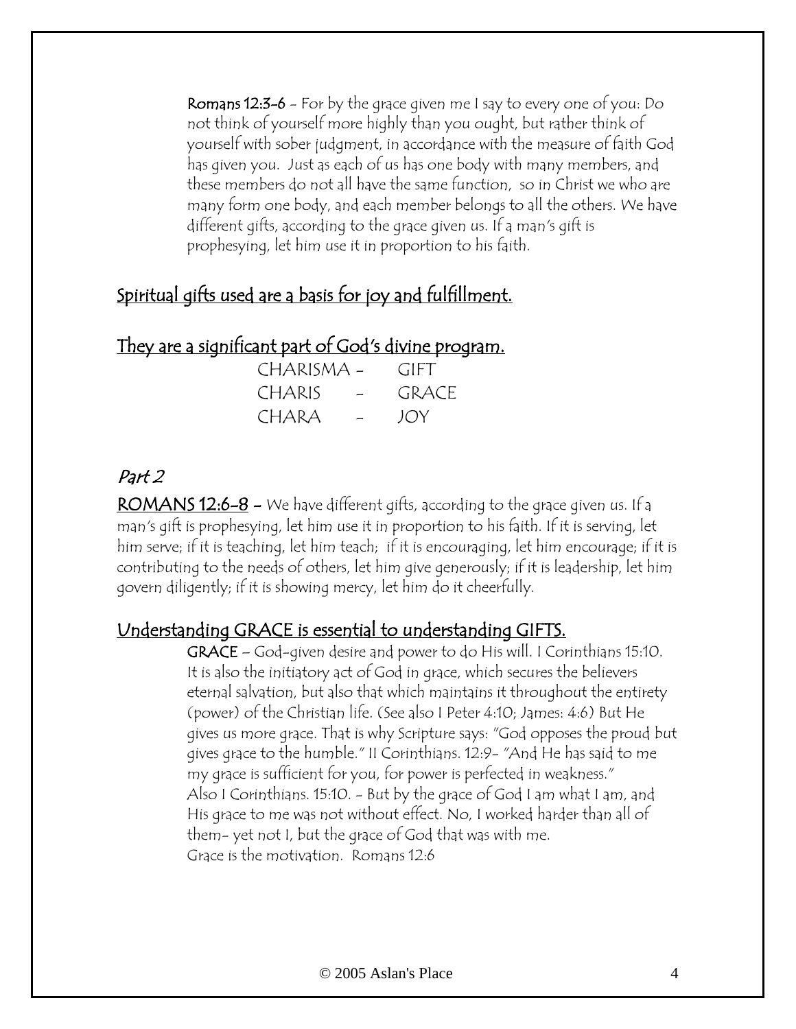**Romans 12:3-6** - For by the grace given me I say to every one of you: Do not think of yourself more highly than you ought, but rather think of yourself with sober judgment, in accordance with the measure of faith God has given you. Just as each of us has one body with many members, and these members do not all have the same function, so in Christ we who are many form one body, and each member belongs to all the others. We have different gifts, according to the grace given us. If a man's gift is prophesying, let him use it in proportion to his faith.

<u>Spiritual gifts used are a basis for joy and fulfillment.</u>

<u>They are a significant part of God's divine program.</u>

CHARISMA - GIFT
CHARIS - GRACE
CHARA - JOY

## *Part 2*

**<u>ROMANS 12:6-8</u>** - We have different gifts, according to the grace given us. If a man's gift is prophesying, let him use it in proportion to his faith. If it is serving, let him serve; if it is teaching, let him teach; if it is encouraging, let him encourage; if it is contributing to the needs of others, let him give generously; if it is leadership, let him govern diligently; if it is showing mercy, let him do it cheerfully.

<u>Understanding GRACE is essential to understanding GIFTS.</u>

**GRACE** – God-given desire and power to do His will. I Corinthians 15:10. It is also the initiatory act of God in grace, which secures the believers eternal salvation, but also that which maintains it throughout the entirety (power) of the Christian life. (See also I Peter 4:10; James: 4:6) But He gives us more grace. That is why Scripture says: "God opposes the proud but gives grace to the humble." II Corinthians. 12:9- "And He has said to me my grace is sufficient for you, for power is perfected in weakness."
Also I Corinthians. 15:10. - But by the grace of God I am what I am, and His grace to me was not without effect. No, I worked harder than all of them- yet not I, but the grace of God that was with me.
Grace is the motivation. Romans 12:6

© 2005 Aslan's Place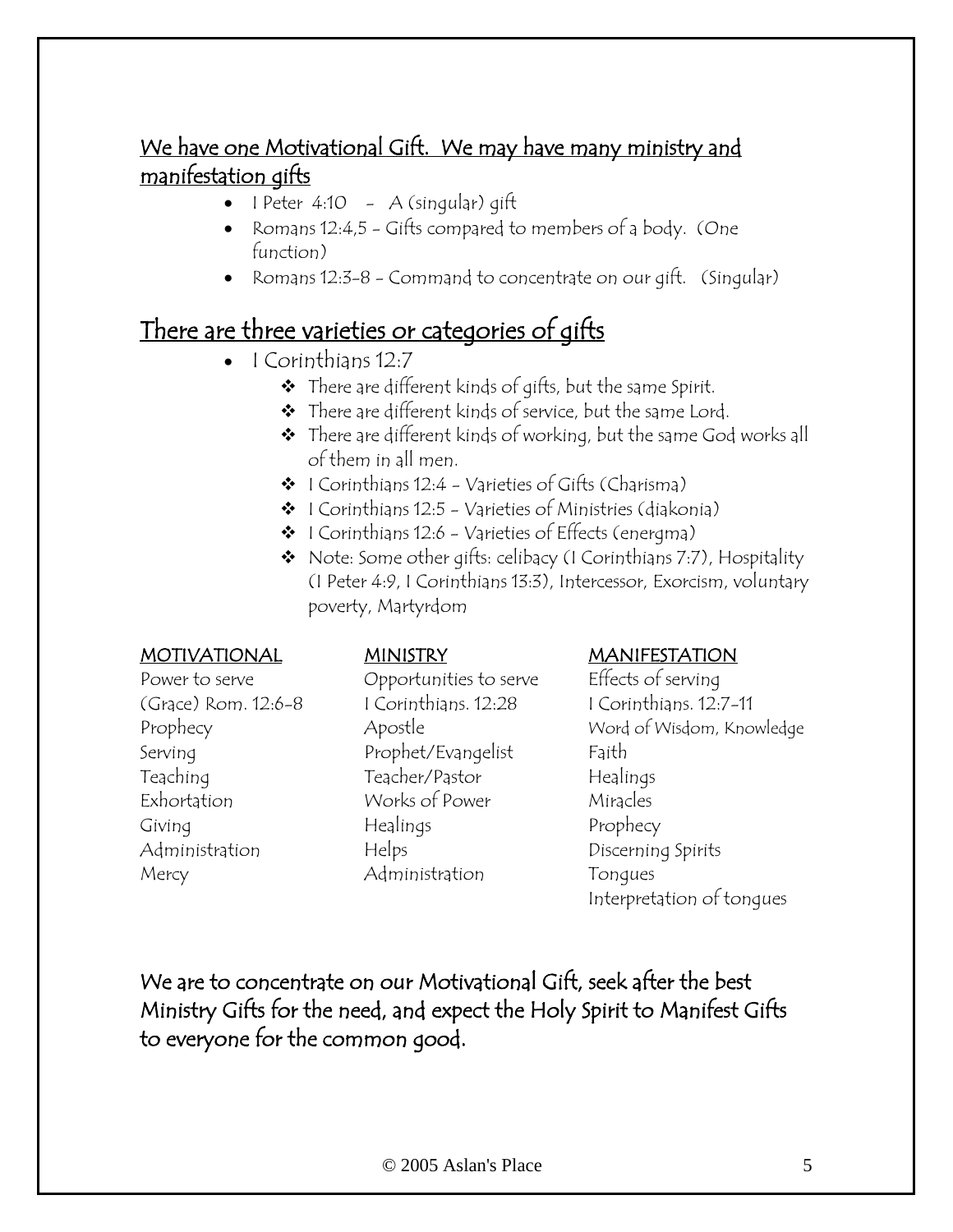## We have one Motivational Gift. We may have many ministry and manifestation gifts

- I Peter 4:10 - A (singular) gift
- Romans 12:4,5 - Gifts compared to members of a body. (One function)
- Romans 12:3-8 - Command to concentrate on our gift. (Singular)

## There are three varieties or categories of gifts

- I Corinthians 12:7
  - There are different kinds of gifts, but the same Spirit.
  - There are different kinds of service, but the same Lord.
  - There are different kinds of working, but the same God works all of them in all men.
  - I Corinthians 12:4 - Varieties of Gifts (Charisma)
  - I Corinthians 12:5 - Varieties of Ministries (diakonia)
  - I Corinthians 12:6 - Varieties of Effects (energma)
  - Note: Some other gifts: celibacy (I Corinthians 7:7), Hospitality (I Peter 4:9, I Corinthians 13:3), Intercessor, Exorcism, voluntary poverty, Martyrdom

| MOTIVATIONAL | MINISTRY | MANIFESTATION |
|---|---|---|
| Power to serve | Opportunities to serve | Effects of serving |
| (Grace) Rom. 12:6-8 | I Corinthians. 12:28 | I Corinthians. 12:7-11 |
| Prophecy | Apostle | Word of Wisdom, Knowledge |
| Serving | Prophet/Evangelist | Faith |
| Teaching | Teacher/Pastor | Healings |
| Exhortation | Works of Power | Miracles |
| Giving | Healings | Prophecy |
| Administration | Helps | Discerning Spirits |
| Mercy | Administration | Tongues |
| | | Interpretation of tongues |

We are to concentrate on our Motivational Gift, seek after the best Ministry Gifts for the need, and expect the Holy Spirit to Manifest Gifts to everyone for the common good.

© 2005 Aslan's Place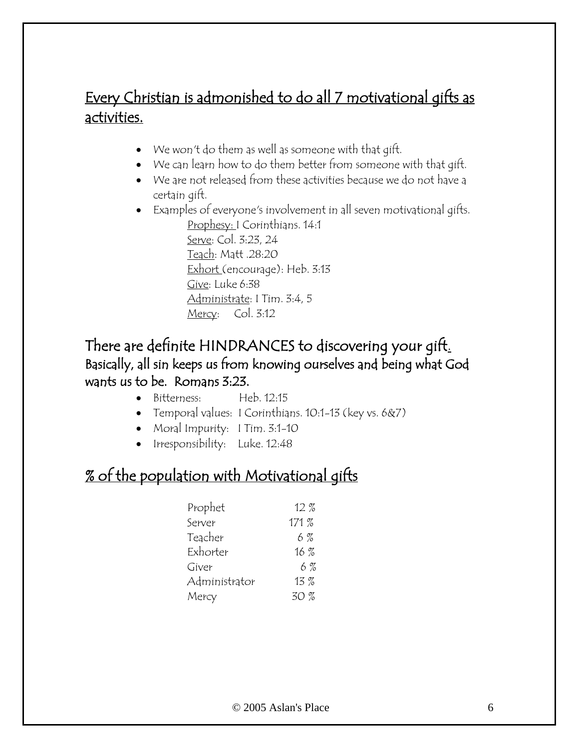## Every Christian is admonished to do all 7 motivational gifts as activities.

- We won't do them as well as someone with that gift.
- We can learn how to do them better from someone with that gift.
- We are not released from these activities because we do not have a certain gift.
- Examples of everyone's involvement in all seven motivational gifts.
  - Prophesy: I Corinthians. 14:1
  - Serve: Col. 3:23, 24
  - Teach: Matt .28:20
  - Exhort (encourage): Heb. 3:13
  - Give: Luke 6:38
  - Administrate: I Tim. 3:4, 5
  - Mercy: Col. 3:12

## There are definite HINDRANCES to discovering your gift.

**Basically, all sin keeps us from knowing ourselves and being what God wants us to be. Romans 3:23.**

- Bitterness: Heb. 12:15
- Temporal values: I Corinthians. 10:1-13 (key vs. 6&7)
- Moral Impurity: I Tim. 3:1-10
- Irresponsibility: Luke. 12:48

## % of the population with Motivational gifts

| | |
|---|---|
| Prophet | 12 % |
| Server | 171 % |
| Teacher | 6 % |
| Exhorter | 16 % |
| Giver | 6 % |
| Administrator | 13 % |
| Mercy | 30 % |

© 2005 Aslan's Place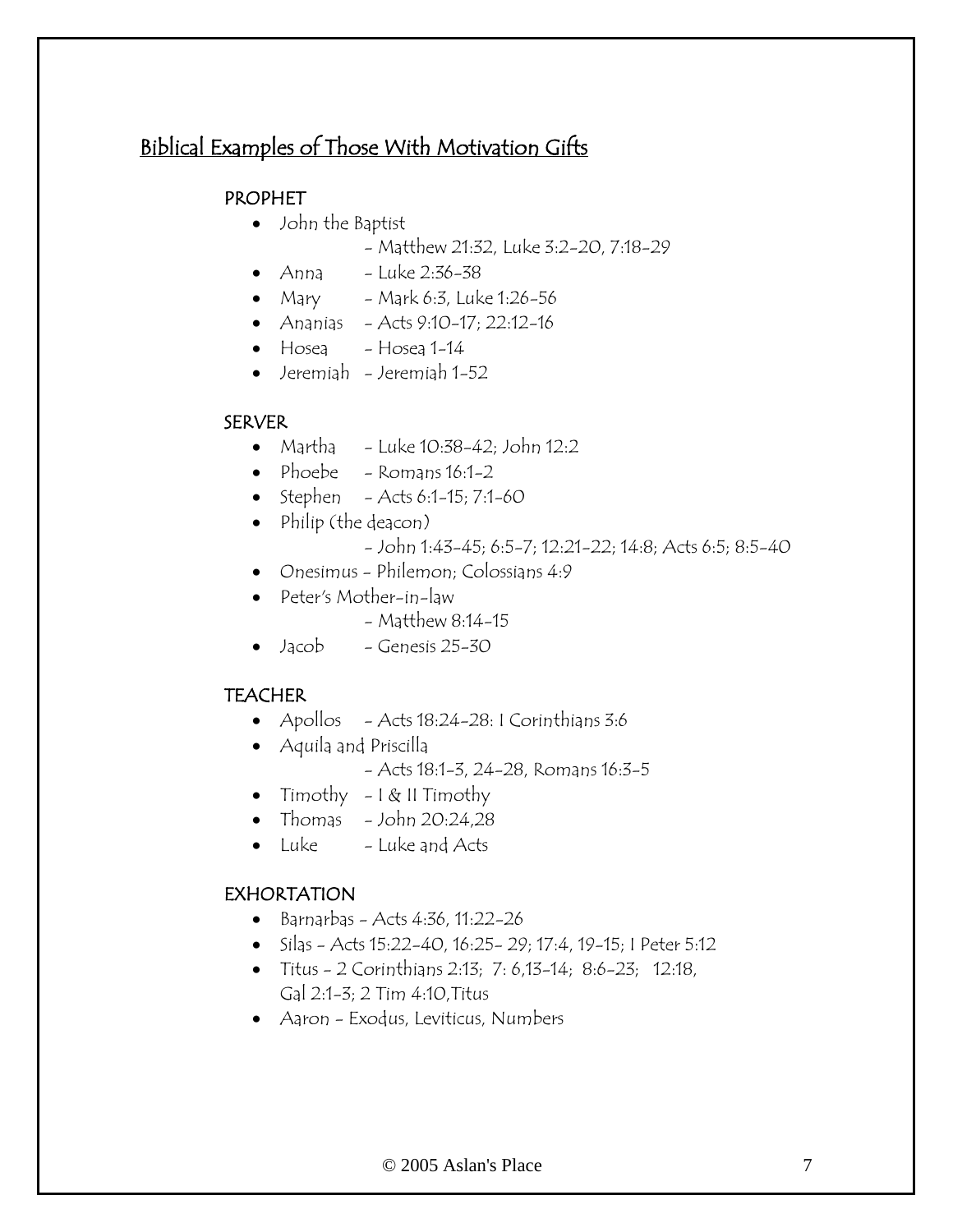## Biblical Examples of Those With Motivation Gifts

### PROPHET

- John the Baptist
  - Matthew 21:32, Luke 3:2-20, 7:18-29
- Anna - Luke 2:36-38
- Mary - Mark 6:3, Luke 1:26-56
- Ananias - Acts 9:10-17; 22:12-16
- Hosea - Hosea 1-14
- Jeremiah - Jeremiah 1-52

### SERVER

- Martha - Luke 10:38-42; John 12:2
- Phoebe - Romans 16:1-2
- Stephen - Acts 6:1-15; 7:1-60
- Philip (the deacon)
  - John 1:43-45; 6:5-7; 12:21-22; 14:8; Acts 6:5; 8:5-40
- Onesimus - Philemon; Colossians 4:9
- Peter's Mother-in-law
  - Matthew 8:14-15
- Jacob - Genesis 25-30

### TEACHER

- Apollos - Acts 18:24-28: I Corinthians 3:6
- Aquila and Priscilla
  - Acts 18:1-3, 24-28, Romans 16:3-5
- Timothy - I & II Timothy
- Thomas - John 20:24,28
- Luke - Luke and Acts

### EXHORTATION

- Barnarbas - Acts 4:36, 11:22-26
- Silas - Acts 15:22-40, 16:25- 29; 17:4, 19-15; I Peter 5:12
- Titus - 2 Corinthians 2:13; 7: 6,13-14; 8:6-23; 12:18, Gal 2:1-3; 2 Tim 4:10,Titus
- Aaron - Exodus, Leviticus, Numbers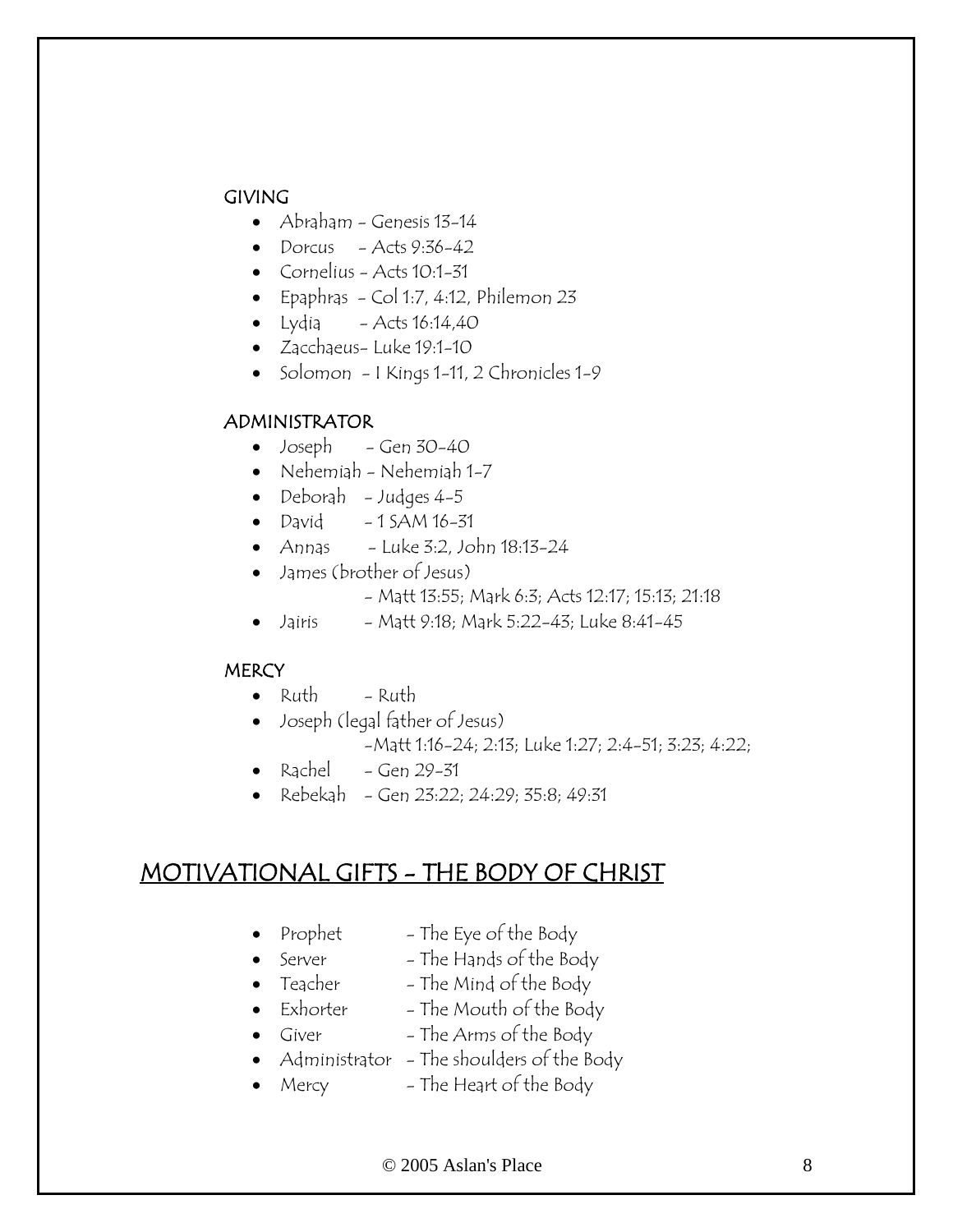### GIVING

- Abraham - Genesis 13-14
- Dorcus - Acts 9:36-42
- Cornelius - Acts 10:1-31
- Epaphras - Col 1:7, 4:12, Philemon 23
- Lydia - Acts 16:14,40
- Zacchaeus- Luke 19:1-10
- Solomon - I Kings 1-11, 2 Chronicles 1-9

### ADMINISTRATOR

- Joseph - Gen 30-40
- Nehemiah - Nehemiah 1-7
- Deborah - Judges 4-5
- David - 1 SAM 16-31
- Annas - Luke 3:2, John 18:13-24
- James (brother of Jesus)
  - Matt 13:55; Mark 6:3; Acts 12:17; 15:13; 21:18
- Jairis - Matt 9:18; Mark 5:22-43; Luke 8:41-45

### MERCY

- Ruth - Ruth
- Joseph (legal father of Jesus)
  -Matt 1:16-24; 2:13; Luke 1:27; 2:4-51; 3:23; 4:22;
- Rachel - Gen 29-31
- Rebekah - Gen 23:22; 24:29; 35:8; 49:31

## MOTIVATIONAL GIFTS - THE BODY OF CHRIST

- Prophet - The Eye of the Body
- Server - The Hands of the Body
- Teacher - The Mind of the Body
- Exhorter - The Mouth of the Body
- Giver - The Arms of the Body
- Administrator - The shoulders of the Body
- Mercy - The Heart of the Body

© 2005 Aslan's Place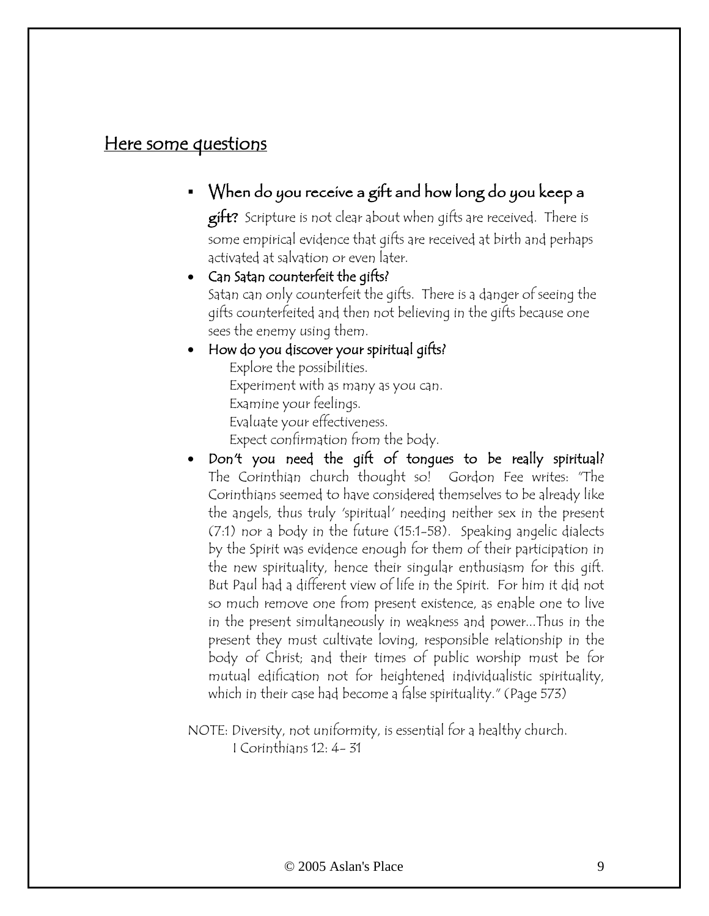## Here some questions

- **When do you receive a gift and how long do you keep a gift?** Scripture is not clear about when gifts are received. There is some empirical evidence that gifts are received at birth and perhaps activated at salvation or even later.
- **Can Satan counterfeit the gifts?**
  Satan can only counterfeit the gifts. There is a danger of seeing the gifts counterfeited and then not believing in the gifts because one sees the enemy using them.
- **How do you discover your spiritual gifts?**
  - Explore the possibilities.
  - Experiment with as many as you can.
  - Examine your feelings.
  - Evaluate your effectiveness.
  - Expect confirmation from the body.
- **Don't you need the gift of tongues to be really spiritual?** The Corinthian church thought so! Gordon Fee writes: "The Corinthians seemed to have considered themselves to be already like the angels, thus truly 'spiritual' needing neither sex in the present (7:1) nor a body in the future (15:1-58). Speaking angelic dialects by the Spirit was evidence enough for them of their participation in the new spirituality, hence their singular enthusiasm for this gift. But Paul had a different view of life in the Spirit. For him it did not so much remove one from present existence, as enable one to live in the present simultaneously in weakness and power…Thus in the present they must cultivate loving, responsible relationship in the body of Christ; and their times of public worship must be for mutual edification not for heightened individualistic spirituality, which in their case had become a false spirituality." (Page 573)

NOTE: Diversity, not uniformity, is essential for a healthy church.
I Corinthians 12: 4- 31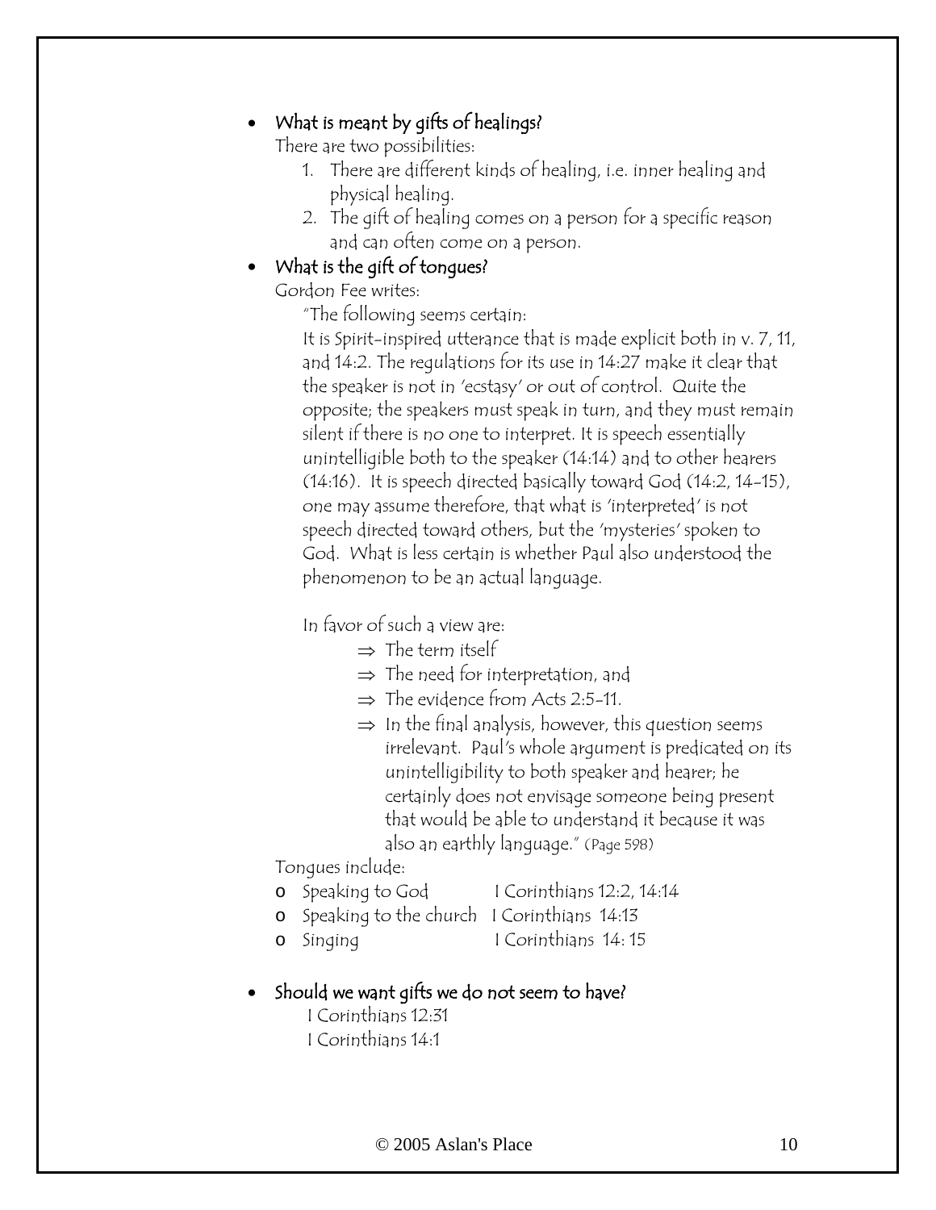- **What is meant by gifts of healings?**

  There are two possibilities:

  1. There are different kinds of healing, i.e. inner healing and physical healing.
  2. The gift of healing comes on a person for a specific reason and can often come on a person.

- **What is the gift of tongues?**

  Gordon Fee writes:

  > "The following seems certain:
  > It is Spirit-inspired utterance that is made explicit both in v. 7, 11, and 14:2. The regulations for its use in 14:27 make it clear that the speaker is not in 'ecstasy' or out of control. Quite the opposite; the speakers must speak in turn, and they must remain silent if there is no one to interpret. It is speech essentially unintelligible both to the speaker (14:14) and to other hearers (14:16). It is speech directed basically toward God (14:2, 14-15), one may assume therefore, that what is 'interpreted' is not speech directed toward others, but the 'mysteries' spoken to God. What is less certain is whether Paul also understood the phenomenon to be an actual language.
  >
  > In favor of such a view are:
  >
  > ⇒ The term itself
  > ⇒ The need for interpretation, and
  > ⇒ The evidence from Acts 2:5-11.
  > ⇒ In the final analysis, however, this question seems irrelevant. Paul's whole argument is predicated on its unintelligibility to both speaker and hearer; he certainly does not envisage someone being present that would be able to understand it because it was also an earthly language." (Page 598)

  Tongues include:

  - Speaking to God — I Corinthians 12:2, 14:14
  - Speaking to the church — I Corinthians 14:13
  - Singing — I Corinthians 14: 15

- **Should we want gifts we do not seem to have?**

  I Corinthians 12:31
  I Corinthians 14:1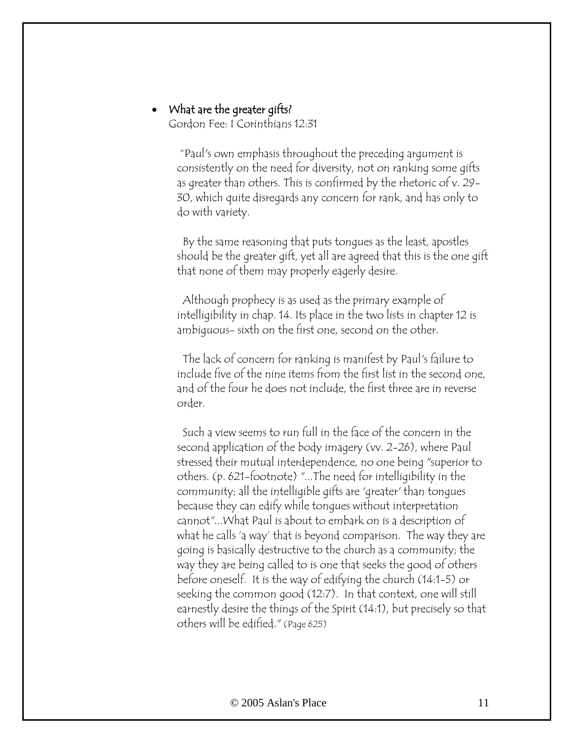- **What are the greater gifts?**
  Gordon Fee: I Corinthians 12:31

  "Paul's own emphasis throughout the preceding argument is consistently on the need for diversity, not on ranking some gifts as greater than others. This is confirmed by the rhetoric of v. 29-30, which quite disregards any concern for rank, and has only to do with variety.

  By the same reasoning that puts tongues as the least, apostles should be the greater gift, yet all are agreed that this is the one gift that none of them may properly eagerly desire.

  Although prophecy is as used as the primary example of intelligibility in chap. 14. Its place in the two lists in chapter 12 is ambiguous- sixth on the first one, second on the other.

  The lack of concern for ranking is manifest by Paul's failure to include five of the nine items from the first list in the second one, and of the four he does not include, the first three are in reverse order.

  Such a view seems to run full in the face of the concern in the second application of the body imagery (vv. 2-26), where Paul stressed their mutual interdependence, no one being "superior to others. (p. 621-footnote) "...The need for intelligibility in the community; all the intelligible gifts are 'greater' than tongues because they can edify while tongues without interpretation cannot"...What Paul is about to embark on is a description of what he calls 'a way' that is beyond comparison. The way they are going is basically destructive to the church as a community; the way they are being called to is one that seeks the good of others before oneself. It is the way of edifying the church (14:1-5) or seeking the common good (12:7). In that context, one will still earnestly desire the things of the Spirit (14:1), but precisely so that others will be edified." (Page 625)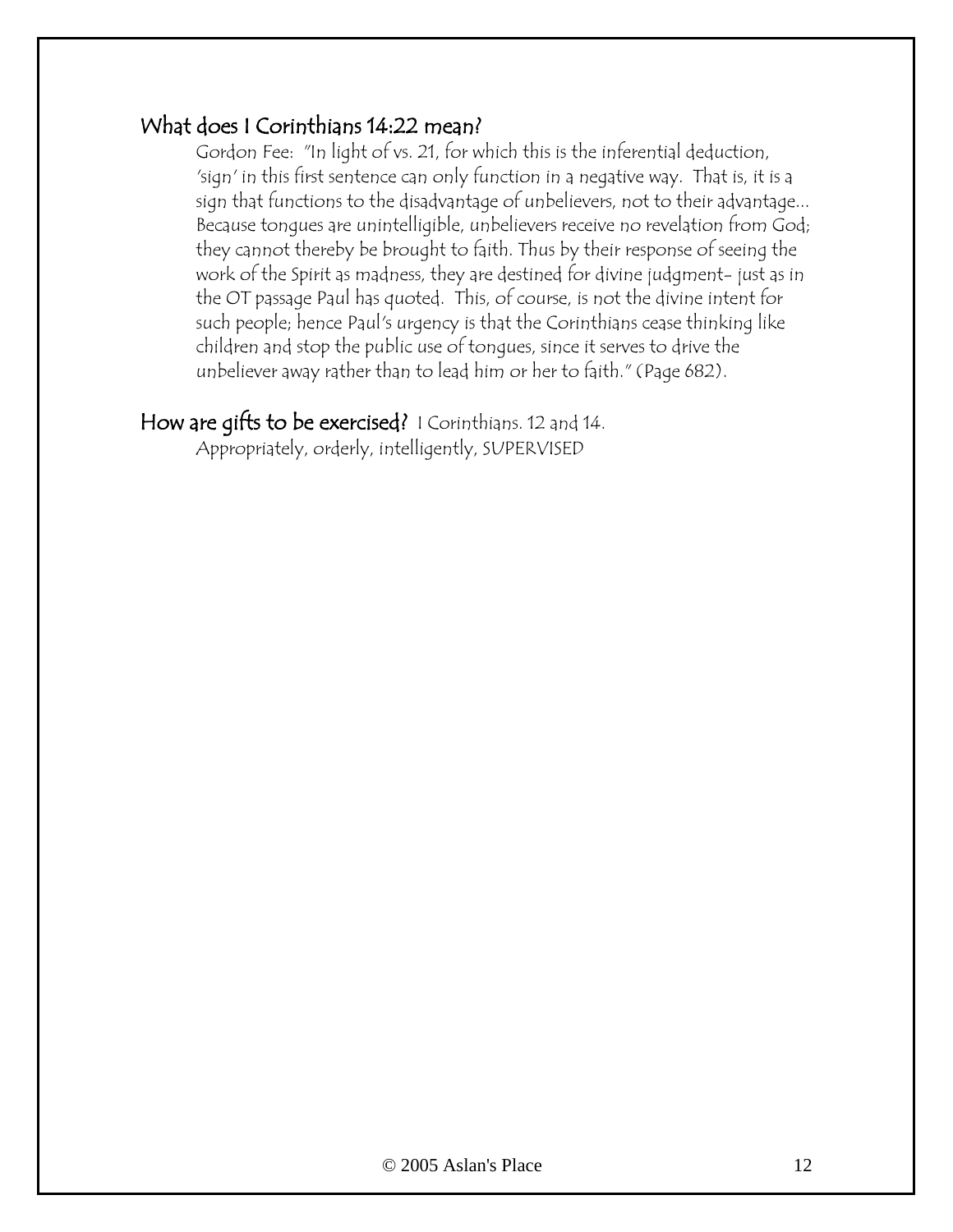## What does I Corinthians 14:22 mean?

Gordon Fee: "In light of vs. 21, for which this is the inferential deduction, 'sign' in this first sentence can only function in a negative way. That is, it is a sign that functions to the disadvantage of unbelievers, not to their advantage... Because tongues are unintelligible, unbelievers receive no revelation from God; they cannot thereby be brought to faith. Thus by their response of seeing the work of the Spirit as madness, they are destined for divine judgment- just as in the OT passage Paul has quoted. This, of course, is not the divine intent for such people; hence Paul's urgency is that the Corinthians cease thinking like children and stop the public use of tongues, since it serves to drive the unbeliever away rather than to lead him or her to faith." (Page 682).

## How are gifts to be exercised? I Corinthians. 12 and 14.

Appropriately, orderly, intelligently, SUPERVISED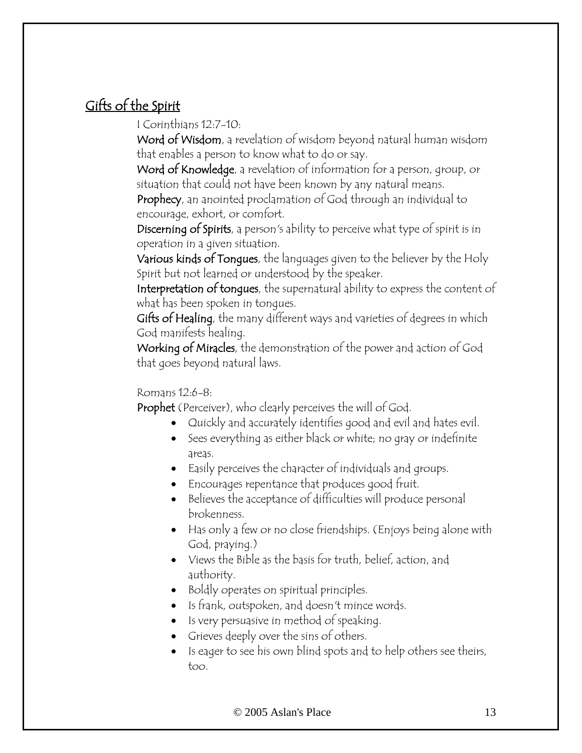## Gifts of the Spirit

I Corinthians 12:7-10:

**Word of Wisdom**, a revelation of wisdom beyond natural human wisdom that enables a person to know what to do or say.

**Word of Knowledge**, a revelation of information for a person, group, or situation that could not have been known by any natural means.

**Prophecy**, an anointed proclamation of God through an individual to encourage, exhort, or comfort.

**Discerning of Spirits**, a person's ability to perceive what type of spirit is in operation in a given situation.

**Various kinds of Tongues**, the languages given to the believer by the Holy Spirit but not learned or understood by the speaker.

**Interpretation of tongues**, the supernatural ability to express the content of what has been spoken in tongues.

**Gifts of Healing**, the many different ways and varieties of degrees in which God manifests healing.

**Working of Miracles**, the demonstration of the power and action of God that goes beyond natural laws.

Romans 12:6-8:

**Prophet** (Perceiver), who clearly perceives the will of God.

- Quickly and accurately identifies good and evil and hates evil.
- Sees everything as either black or white; no gray or indefinite areas.
- Easily perceives the character of individuals and groups.
- Encourages repentance that produces good fruit.
- Believes the acceptance of difficulties will produce personal brokenness.
- Has only a few or no close friendships. (Enjoys being alone with God, praying.)
- Views the Bible as the basis for truth, belief, action, and authority.
- Boldly operates on spiritual principles.
- Is frank, outspoken, and doesn't mince words.
- Is very persuasive in method of speaking.
- Grieves deeply over the sins of others.
- Is eager to see his own blind spots and to help others see theirs, too.

© 2005 Aslan's Place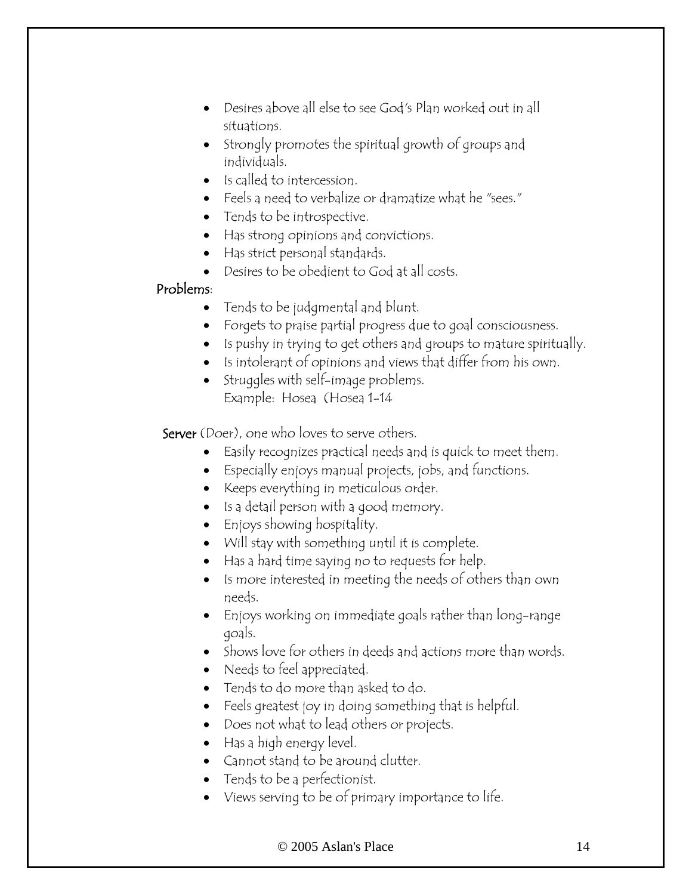- Desires above all else to see God's Plan worked out in all situations.
- Strongly promotes the spiritual growth of groups and individuals.
- Is called to intercession.
- Feels a need to verbalize or dramatize what he "sees."
- Tends to be introspective.
- Has strong opinions and convictions.
- Has strict personal standards.
- Desires to be obedient to God at all costs.

**Problems**:

- Tends to be judgmental and blunt.
- Forgets to praise partial progress due to goal consciousness.
- Is pushy in trying to get others and groups to mature spiritually.
- Is intolerant of opinions and views that differ from his own.
- Struggles with self-image problems.
  Example: Hosea (Hosea 1-14

**Server** (Doer), one who loves to serve others.

- Easily recognizes practical needs and is quick to meet them.
- Especially enjoys manual projects, jobs, and functions.
- Keeps everything in meticulous order.
- Is a detail person with a good memory.
- Enjoys showing hospitality.
- Will stay with something until it is complete.
- Has a hard time saying no to requests for help.
- Is more interested in meeting the needs of others than own needs.
- Enjoys working on immediate goals rather than long-range goals.
- Shows love for others in deeds and actions more than words.
- Needs to feel appreciated.
- Tends to do more than asked to do.
- Feels greatest joy in doing something that is helpful.
- Does not what to lead others or projects.
- Has a high energy level.
- Cannot stand to be around clutter.
- Tends to be a perfectionist.
- Views serving to be of primary importance to life.

© 2005 Aslan's Place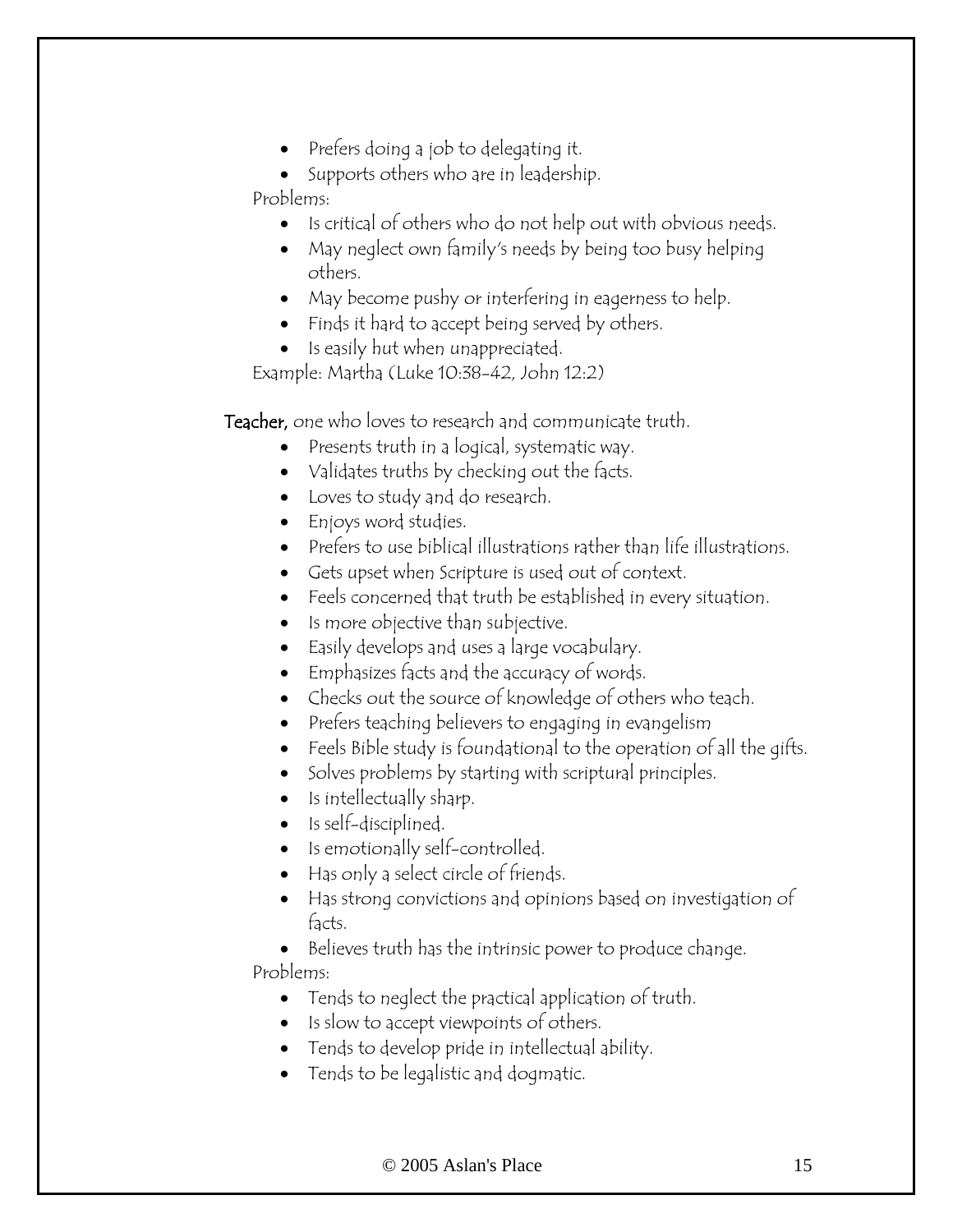- Prefers doing a job to delegating it.
- Supports others who are in leadership.

Problems:

- Is critical of others who do not help out with obvious needs.
- May neglect own family's needs by being too busy helping others.
- May become pushy or interfering in eagerness to help.
- Finds it hard to accept being served by others.
- Is easily hut when unappreciated.

Example: Martha (Luke 10:38-42, John 12:2)

**Teacher,** one who loves to research and communicate truth.

- Presents truth in a logical, systematic way.
- Validates truths by checking out the facts.
- Loves to study and do research.
- Enjoys word studies.
- Prefers to use biblical illustrations rather than life illustrations.
- Gets upset when Scripture is used out of context.
- Feels concerned that truth be established in every situation.
- Is more objective than subjective.
- Easily develops and uses a large vocabulary.
- Emphasizes facts and the accuracy of words.
- Checks out the source of knowledge of others who teach.
- Prefers teaching believers to engaging in evangelism
- Feels Bible study is foundational to the operation of all the gifts.
- Solves problems by starting with scriptural principles.
- Is intellectually sharp.
- Is self-disciplined.
- Is emotionally self-controlled.
- Has only a select circle of friends.
- Has strong convictions and opinions based on investigation of facts.
- Believes truth has the intrinsic power to produce change.

Problems:

- Tends to neglect the practical application of truth.
- Is slow to accept viewpoints of others.
- Tends to develop pride in intellectual ability.
- Tends to be legalistic and dogmatic.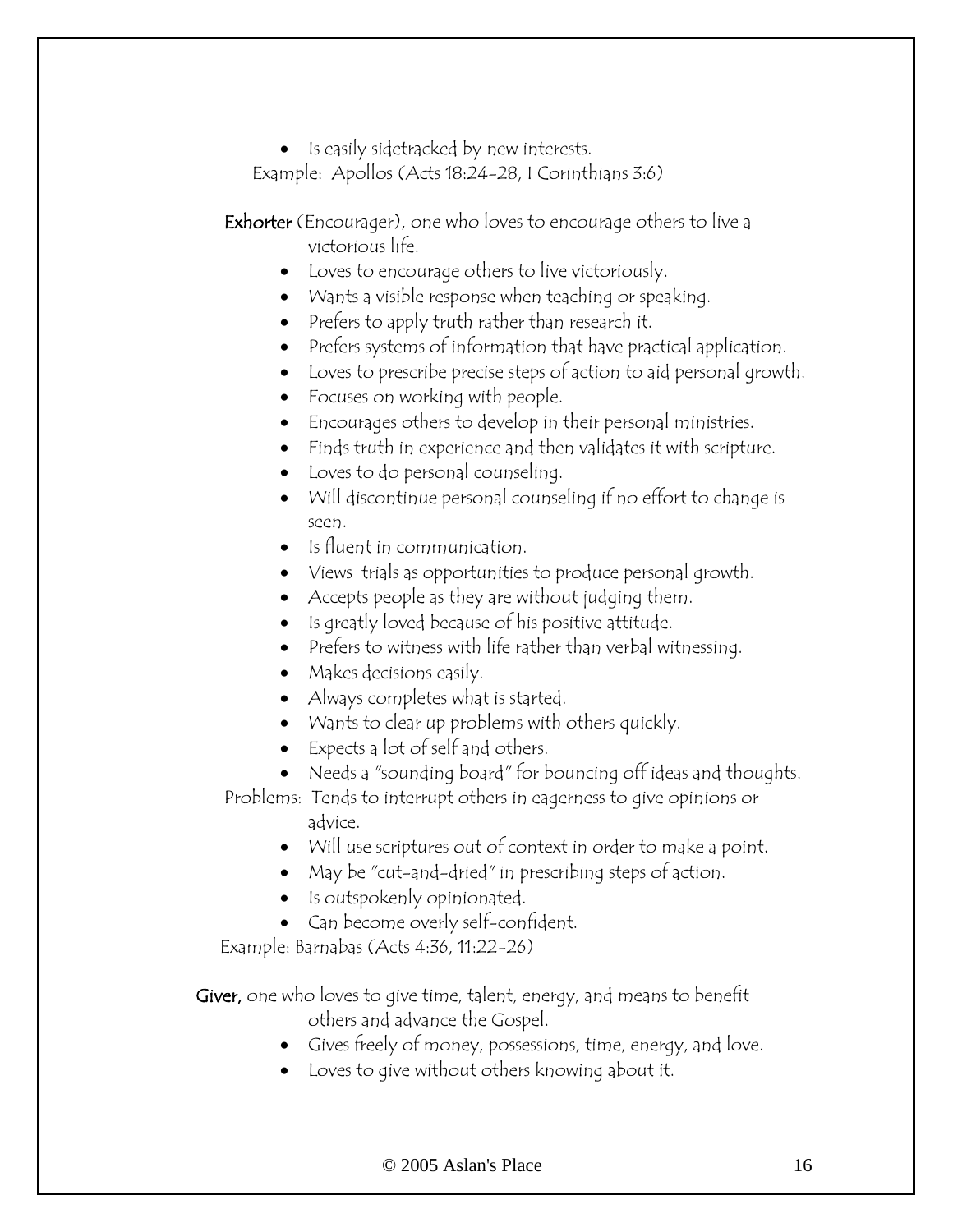- Is easily sidetracked by new interests.

Example: Apollos (Acts 18:24-28, I Corinthians 3:6)

**Exhorter** (Encourager), one who loves to encourage others to live a victorious life.

- Loves to encourage others to live victoriously.
- Wants a visible response when teaching or speaking.
- Prefers to apply truth rather than research it.
- Prefers systems of information that have practical application.
- Loves to prescribe precise steps of action to aid personal growth.
- Focuses on working with people.
- Encourages others to develop in their personal ministries.
- Finds truth in experience and then validates it with scripture.
- Loves to do personal counseling.
- Will discontinue personal counseling if no effort to change is seen.
- Is fluent in communication.
- Views trials as opportunities to produce personal growth.
- Accepts people as they are without judging them.
- Is greatly loved because of his positive attitude.
- Prefers to witness with life rather than verbal witnessing.
- Makes decisions easily.
- Always completes what is started.
- Wants to clear up problems with others quickly.
- Expects a lot of self and others.
- Needs a "sounding board" for bouncing off ideas and thoughts.

Problems: Tends to interrupt others in eagerness to give opinions or advice.

- Will use scriptures out of context in order to make a point.
- May be "cut-and-dried" in prescribing steps of action.
- Is outspokenly opinionated.
- Can become overly self-confident.

Example: Barnabas (Acts 4:36, 11:22-26)

**Giver,** one who loves to give time, talent, energy, and means to benefit others and advance the Gospel.

- Gives freely of money, possessions, time, energy, and love.
- Loves to give without others knowing about it.

© 2005 Aslan's Place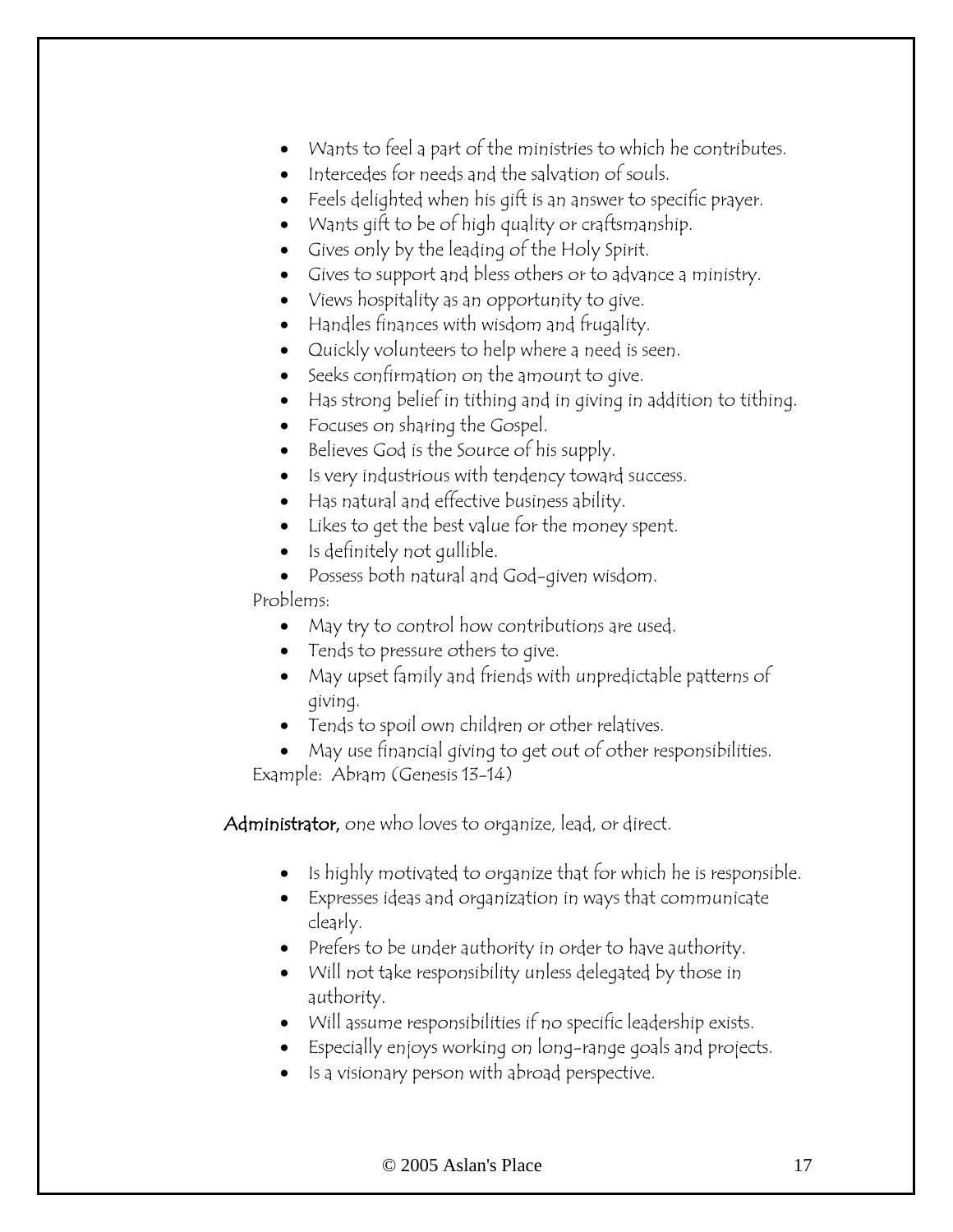- Wants to feel a part of the ministries to which he contributes.
- Intercedes for needs and the salvation of souls.
- Feels delighted when his gift is an answer to specific prayer.
- Wants gift to be of high quality or craftsmanship.
- Gives only by the leading of the Holy Spirit.
- Gives to support and bless others or to advance a ministry.
- Views hospitality as an opportunity to give.
- Handles finances with wisdom and frugality.
- Quickly volunteers to help where a need is seen.
- Seeks confirmation on the amount to give.
- Has strong belief in tithing and in giving in addition to tithing.
- Focuses on sharing the Gospel.
- Believes God is the Source of his supply.
- Is very industrious with tendency toward success.
- Has natural and effective business ability.
- Likes to get the best value for the money spent.
- Is definitely not gullible.
- Possess both natural and God-given wisdom.

Problems:

- May try to control how contributions are used.
- Tends to pressure others to give.
- May upset family and friends with unpredictable patterns of giving.
- Tends to spoil own children or other relatives.
- May use financial giving to get out of other responsibilities.

Example: Abram (Genesis 13-14)

**Administrator,** *one who loves to organize, lead, or direct.*

- Is highly motivated to organize that for which he is responsible.
- Expresses ideas and organization in ways that communicate clearly.
- Prefers to be under authority in order to have authority.
- Will not take responsibility unless delegated by those in authority.
- Will assume responsibilities if no specific leadership exists.
- Especially enjoys working on long-range goals and projects.
- Is a visionary person with abroad perspective.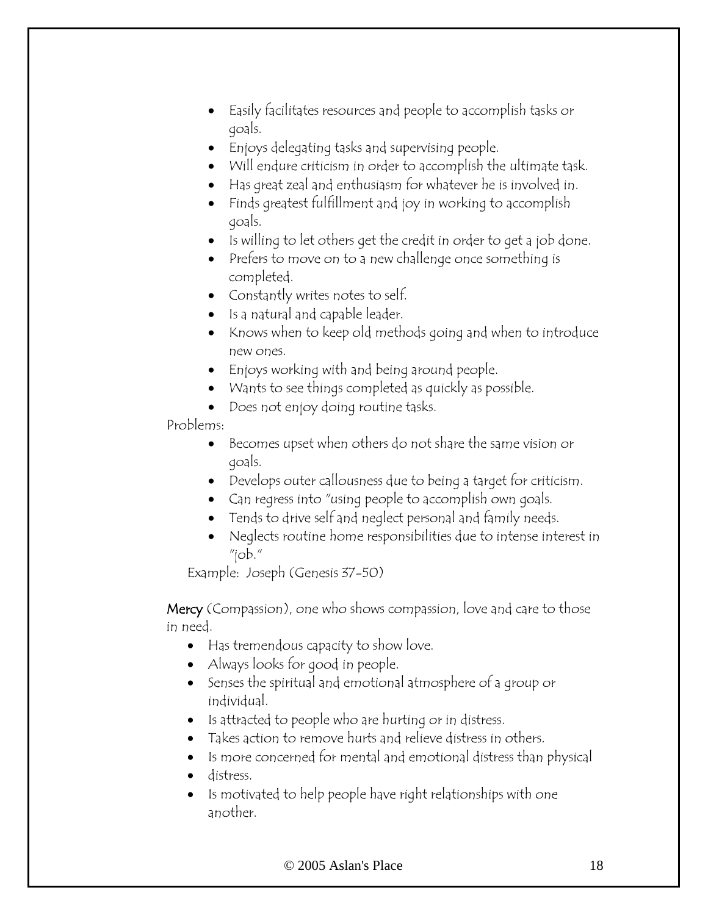- Easily facilitates resources and people to accomplish tasks or goals.
- Enjoys delegating tasks and supervising people.
- Will endure criticism in order to accomplish the ultimate task.
- Has great zeal and enthusiasm for whatever he is involved in.
- Finds greatest fulfillment and joy in working to accomplish goals.
- Is willing to let others get the credit in order to get a job done.
- Prefers to move on to a new challenge once something is completed.
- Constantly writes notes to self.
- Is a natural and capable leader.
- Knows when to keep old methods going and when to introduce new ones.
- Enjoys working with and being around people.
- Wants to see things completed as quickly as possible.
- Does not enjoy doing routine tasks.

Problems:

- Becomes upset when others do not share the same vision or goals.
- Develops outer callousness due to being a target for criticism.
- Can regress into "using people to accomplish own goals.
- Tends to drive self and neglect personal and family needs.
- Neglects routine home responsibilities due to intense interest in "job."

Example: Joseph (Genesis 37-50)

**Mercy** (Compassion), one who shows compassion, love and care to those in need.

- Has tremendous capacity to show love.
- Always looks for good in people.
- Senses the spiritual and emotional atmosphere of a group or individual.
- Is attracted to people who are hurting or in distress.
- Takes action to remove hurts and relieve distress in others.
- Is more concerned for mental and emotional distress than physical
- distress.
- Is motivated to help people have right relationships with one another.

© 2005 Aslan's Place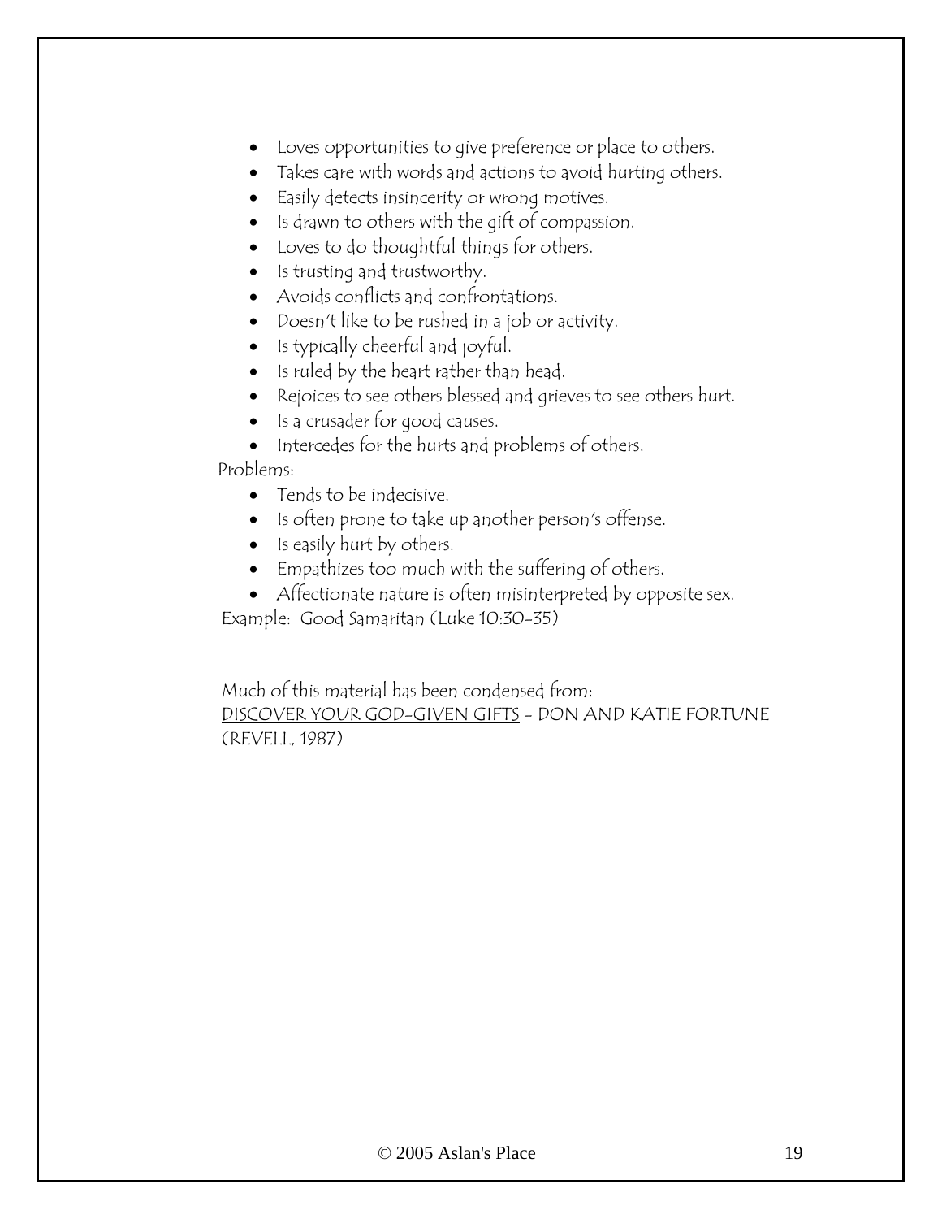- Loves opportunities to give preference or place to others.
- Takes care with words and actions to avoid hurting others.
- Easily detects insincerity or wrong motives.
- Is drawn to others with the gift of compassion.
- Loves to do thoughtful things for others.
- Is trusting and trustworthy.
- Avoids conflicts and confrontations.
- Doesn't like to be rushed in a job or activity.
- Is typically cheerful and joyful.
- Is ruled by the heart rather than head.
- Rejoices to see others blessed and grieves to see others hurt.
- Is a crusader for good causes.
- Intercedes for the hurts and problems of others.

Problems:

- Tends to be indecisive.
- Is often prone to take up another person's offense.
- Is easily hurt by others.
- Empathizes too much with the suffering of others.
- Affectionate nature is often misinterpreted by opposite sex.

Example: Good Samaritan (Luke 10:30-35)

Much of this material has been condensed from:
<u>DISCOVER YOUR GOD-GIVEN GIFTS</u> - DON AND KATIE FORTUNE (REVELL, 1987)

© 2005 Aslan's Place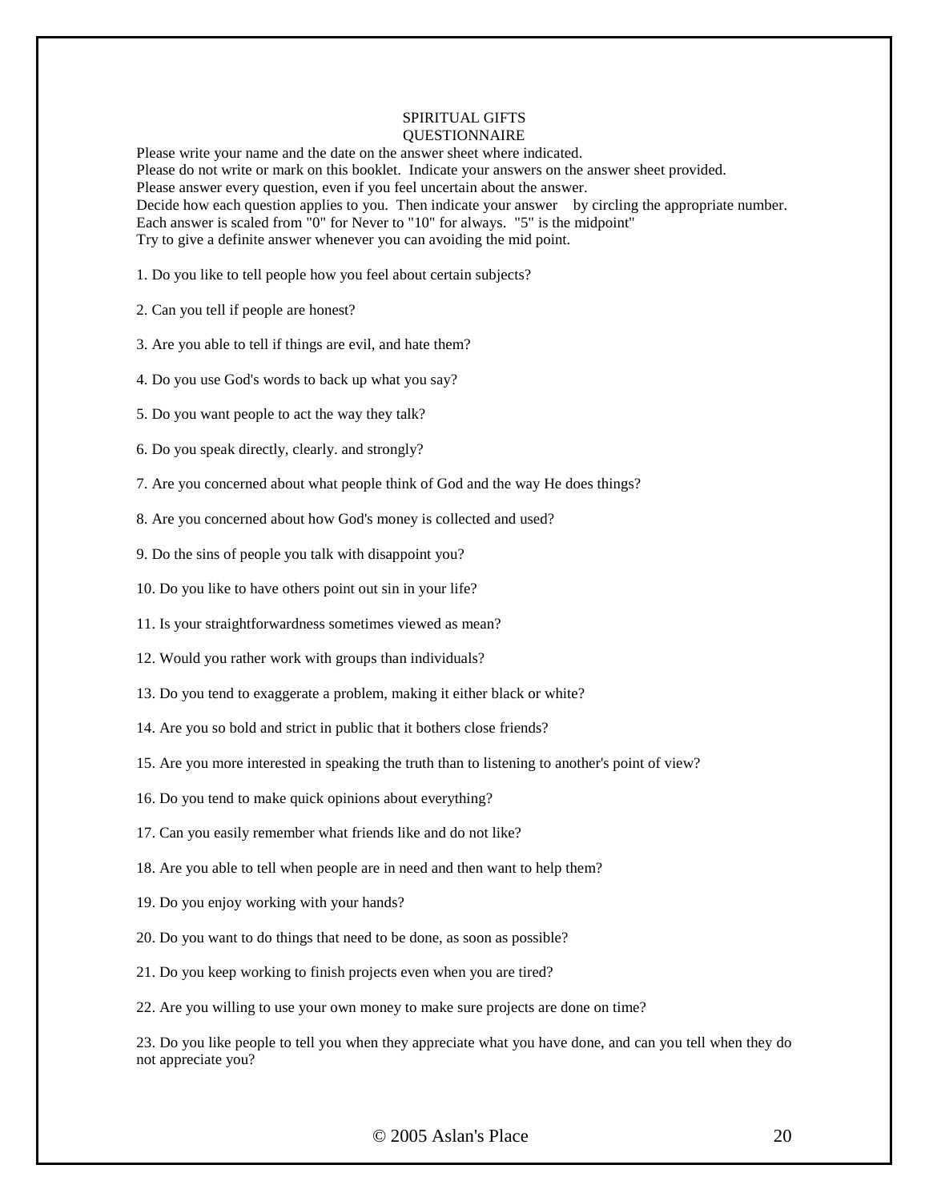# SPIRITUAL GIFTS QUESTIONNAIRE

Please write your name and the date on the answer sheet where indicated.
Please do not write or mark on this booklet. Indicate your answers on the answer sheet provided.
Please answer every question, even if you feel uncertain about the answer.
Decide how each question applies to you. Then indicate your answer by circling the appropriate number.
Each answer is scaled from "0" for Never to "10" for always. "5" is the midpoint"
Try to give a definite answer whenever you can avoiding the mid point.

1. Do you like to tell people how you feel about certain subjects?

2. Can you tell if people are honest?

3. Are you able to tell if things are evil, and hate them?

4. Do you use God's words to back up what you say?

5. Do you want people to act the way they talk?

6. Do you speak directly, clearly. and strongly?

7. Are you concerned about what people think of God and the way He does things?

8. Are you concerned about how God's money is collected and used?

9. Do the sins of people you talk with disappoint you?

10. Do you like to have others point out sin in your life?

11. Is your straightforwardness sometimes viewed as mean?

12. Would you rather work with groups than individuals?

13. Do you tend to exaggerate a problem, making it either black or white?

14. Are you so bold and strict in public that it bothers close friends?

15. Are you more interested in speaking the truth than to listening to another's point of view?

16. Do you tend to make quick opinions about everything?

17. Can you easily remember what friends like and do not like?

18. Are you able to tell when people are in need and then want to help them?

19. Do you enjoy working with your hands?

20. Do you want to do things that need to be done, as soon as possible?

21. Do you keep working to finish projects even when you are tired?

22. Are you willing to use your own money to make sure projects are done on time?

23. Do you like people to tell you when they appreciate what you have done, and can you tell when they do not appreciate you?

© 2005 Aslan's Place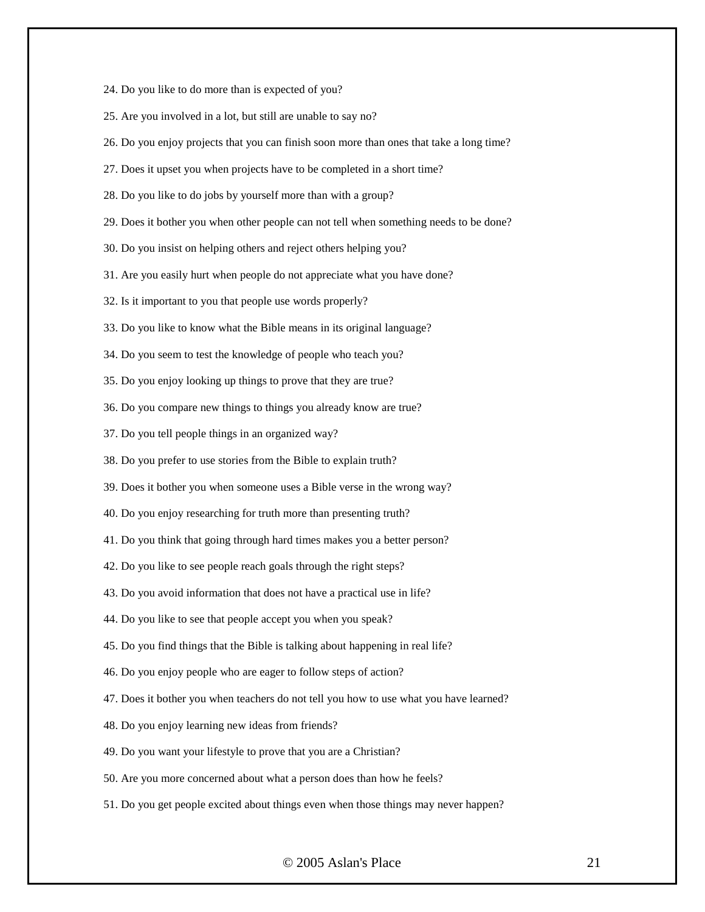24. Do you like to do more than is expected of you?

25. Are you involved in a lot, but still are unable to say no?

26. Do you enjoy projects that you can finish soon more than ones that take a long time?

27. Does it upset you when projects have to be completed in a short time?

28. Do you like to do jobs by yourself more than with a group?

29. Does it bother you when other people can not tell when something needs to be done?

30. Do you insist on helping others and reject others helping you?

31. Are you easily hurt when people do not appreciate what you have done?

32. Is it important to you that people use words properly?

33. Do you like to know what the Bible means in its original language?

34. Do you seem to test the knowledge of people who teach you?

35. Do you enjoy looking up things to prove that they are true?

36. Do you compare new things to things you already know are true?

37. Do you tell people things in an organized way?

38. Do you prefer to use stories from the Bible to explain truth?

39. Does it bother you when someone uses a Bible verse in the wrong way?

40. Do you enjoy researching for truth more than presenting truth?

41. Do you think that going through hard times makes you a better person?

42. Do you like to see people reach goals through the right steps?

43. Do you avoid information that does not have a practical use in life?

44. Do you like to see that people accept you when you speak?

45. Do you find things that the Bible is talking about happening in real life?

46. Do you enjoy people who are eager to follow steps of action?

47. Does it bother you when teachers do not tell you how to use what you have learned?

48. Do you enjoy learning new ideas from friends?

49. Do you want your lifestyle to prove that you are a Christian?

50. Are you more concerned about what a person does than how he feels?

51. Do you get people excited about things even when those things may never happen?

© 2005 Aslan's Place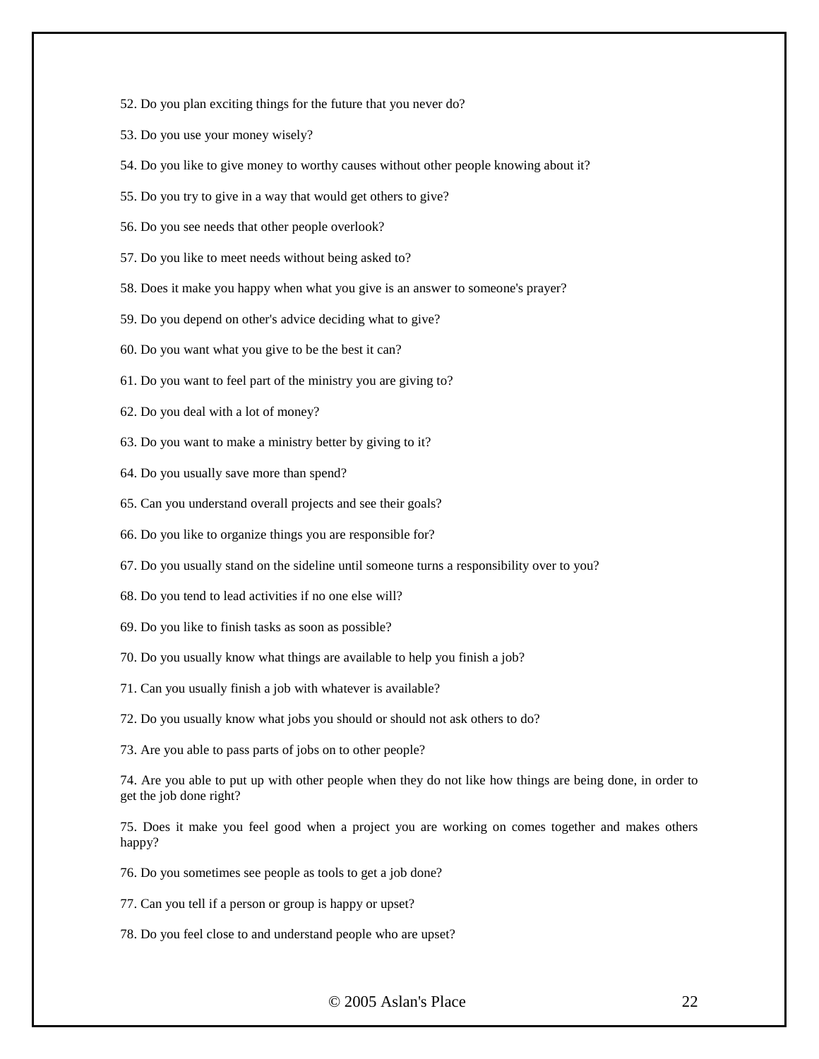52. Do you plan exciting things for the future that you never do?

53. Do you use your money wisely?

54. Do you like to give money to worthy causes without other people knowing about it?

55. Do you try to give in a way that would get others to give?

56. Do you see needs that other people overlook?

57. Do you like to meet needs without being asked to?

58. Does it make you happy when what you give is an answer to someone's prayer?

59. Do you depend on other's advice deciding what to give?

60. Do you want what you give to be the best it can?

61. Do you want to feel part of the ministry you are giving to?

62. Do you deal with a lot of money?

63. Do you want to make a ministry better by giving to it?

64. Do you usually save more than spend?

65. Can you understand overall projects and see their goals?

66. Do you like to organize things you are responsible for?

67. Do you usually stand on the sideline until someone turns a responsibility over to you?

68. Do you tend to lead activities if no one else will?

69. Do you like to finish tasks as soon as possible?

70. Do you usually know what things are available to help you finish a job?

71. Can you usually finish a job with whatever is available?

72. Do you usually know what jobs you should or should not ask others to do?

73. Are you able to pass parts of jobs on to other people?

74. Are you able to put up with other people when they do not like how things are being done, in order to get the job done right?

75. Does it make you feel good when a project you are working on comes together and makes others happy?

76. Do you sometimes see people as tools to get a job done?

77. Can you tell if a person or group is happy or upset?

78. Do you feel close to and understand people who are upset?

© 2005 Aslan's Place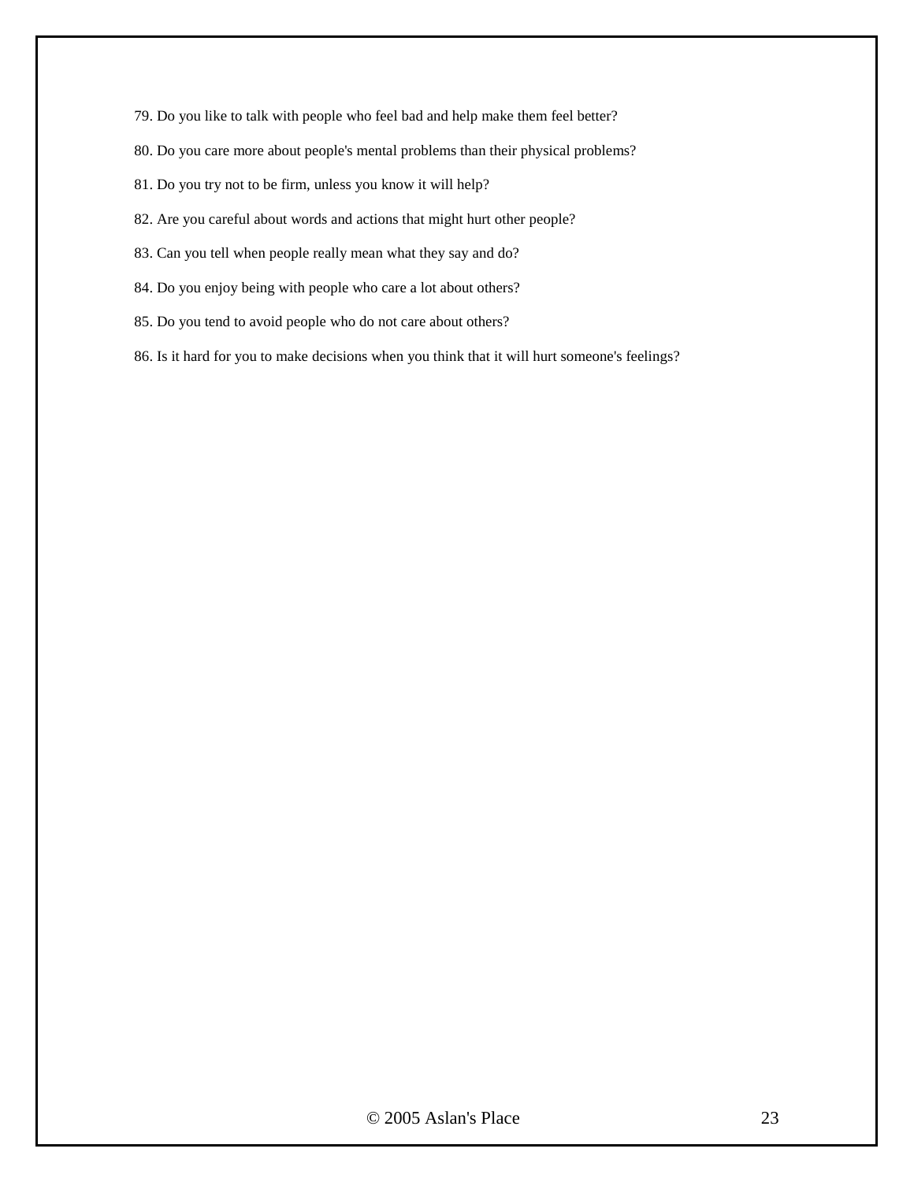79. Do you like to talk with people who feel bad and help make them feel better?

80. Do you care more about people's mental problems than their physical problems?

81. Do you try not to be firm, unless you know it will help?

82. Are you careful about words and actions that might hurt other people?

83. Can you tell when people really mean what they say and do?

84. Do you enjoy being with people who care a lot about others?

85. Do you tend to avoid people who do not care about others?

86. Is it hard for you to make decisions when you think that it will hurt someone's feelings?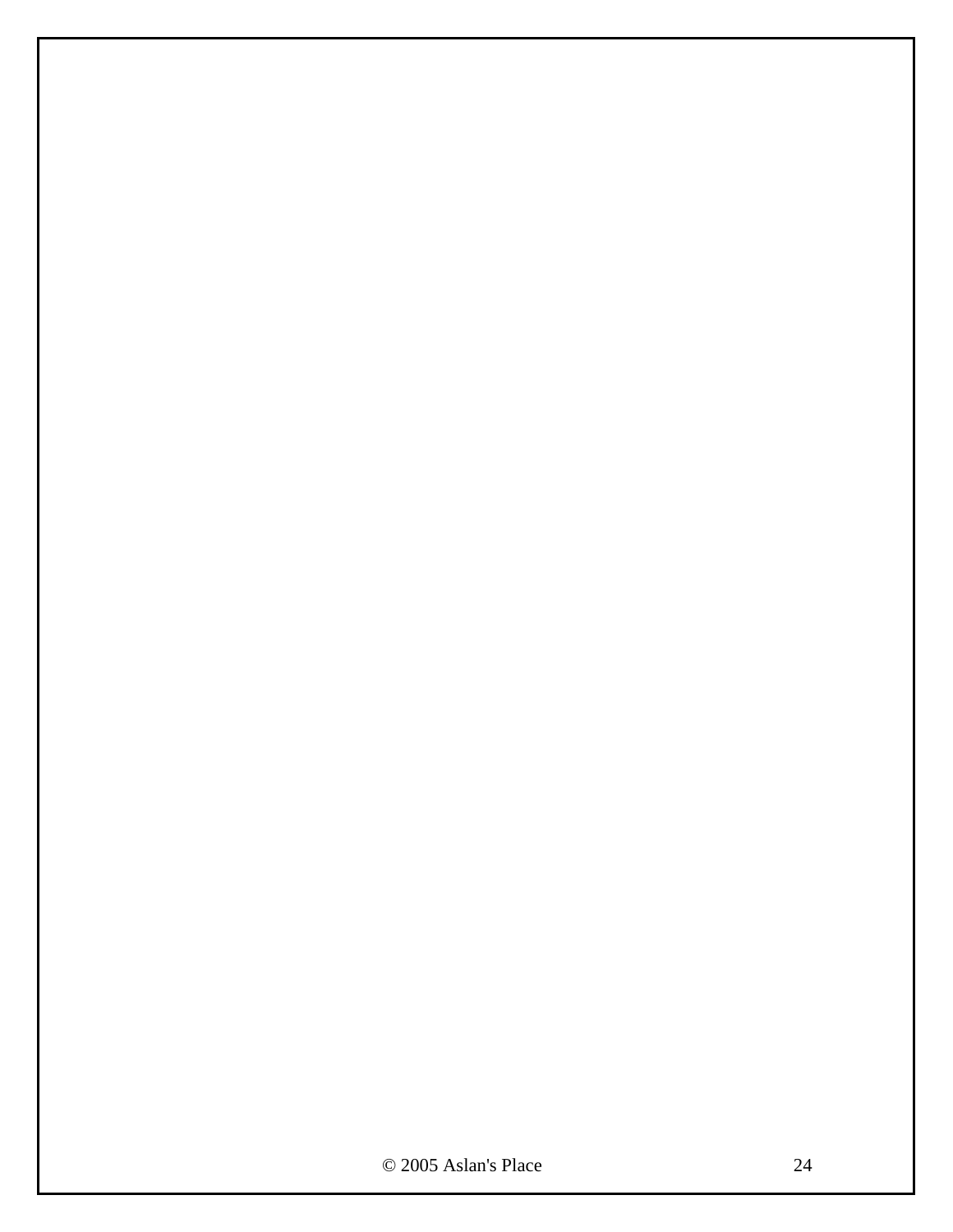© 2005 Aslan's Place